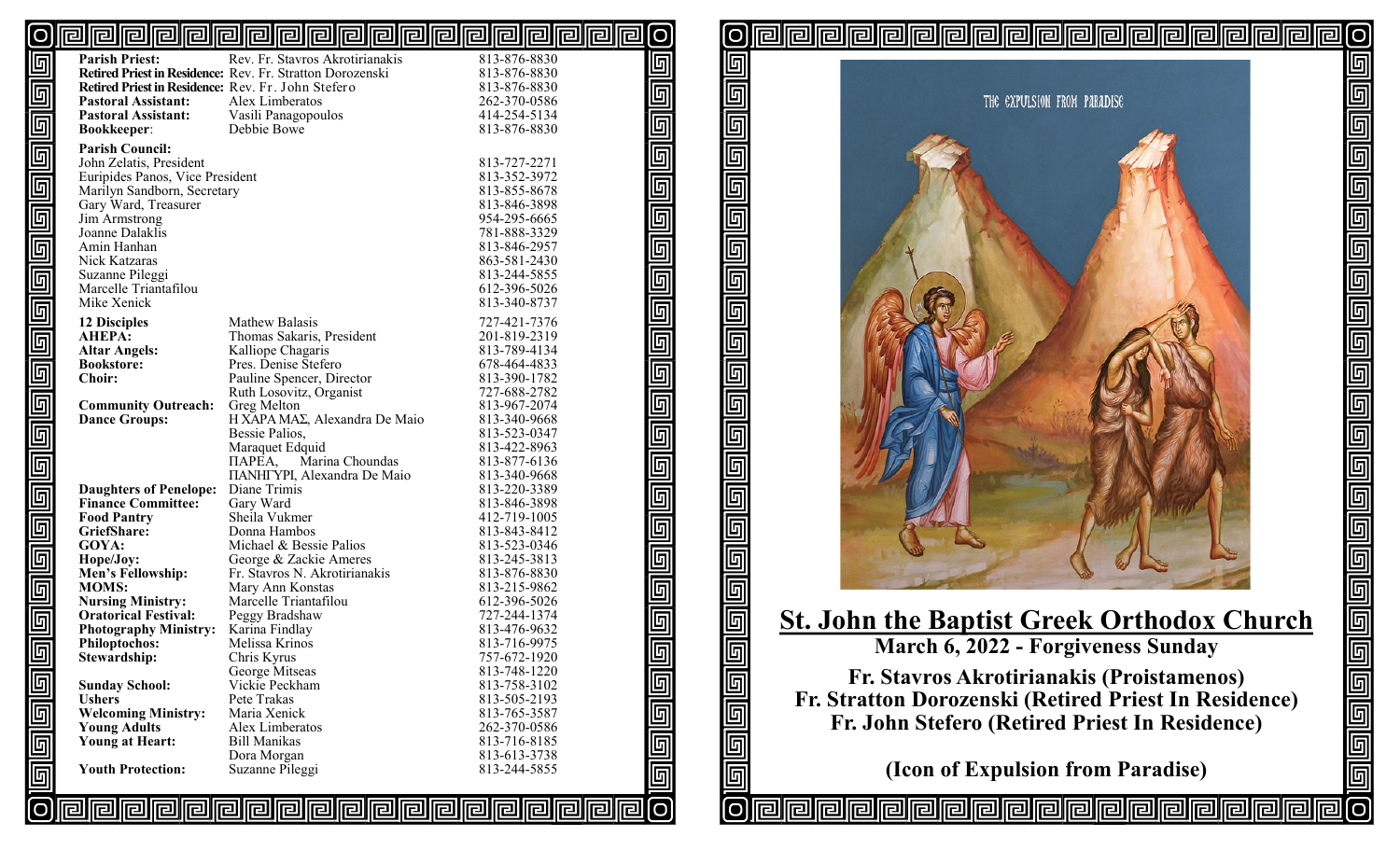| | | |
|---|---|---|
| **Parish Priest:** | Rev. Fr. Stavros Akrotirianakis | 813-876-8830 |
| **Retired Priest in Residence:** | Rev. Fr. Stratton Dorozenski | 813-876-8830 |
| **Retired Priest in Residence:** | Rev. Fr. John Stefero | 813-876-8830 |
| **Pastoral Assistant:** | Alex Limberatos | 262-370-0586 |
| **Pastoral Assistant:** | Vasili Panagopoulos | 414-254-5134 |
| **Bookkeeper**: | Debbie Bowe | 813-876-8830 |

**Parish Council:**

| | |
|---|---|
| John Zelatis, President | 813-727-2271 |
| Euripides Panos, Vice President | 813-352-3972 |
| Marilyn Sandborn, Secretary | 813-855-8678 |
| Gary Ward, Treasurer | 813-846-3898 |
| Jim Armstrong | 954-295-6665 |
| Joanne Dalaklis | 781-888-3329 |
| Amin Hanhan | 813-846-2957 |
| Nick Katzaras | 863-581-2430 |
| Suzanne Pileggi | 813-244-5855 |
| Marcelle Triantafilou | 612-396-5026 |
| Mike Xenick | 813-340-8737 |

| | | |
|---|---|---|
| **12 Disciples** | Mathew Balasis | 727-421-7376 |
| **AHEPA:** | Thomas Sakaris, President | 201-819-2319 |
| **Altar Angels:** | Kalliope Chagaris | 813-789-4134 |
| **Bookstore:** | Pres. Denise Stefero | 678-464-4833 |
| **Choir:** | Pauline Spencer, Director | 813-390-1782 |
| | Ruth Losovitz, Organist | 727-688-2782 |
| **Community Outreach:** | Greg Melton | 813-967-2074 |
| **Dance Groups:** | Η ΧΑΡΑ ΜΑΣ, Alexandra De Maio | 813-340-9668 |
| | Bessie Palios, | 813-523-0347 |
| | Maraquet Edquid | 813-422-8963 |
| | ΠΑΡΕΑ, Marina Choundas | 813-877-6136 |
| | ΠΑΝΗΓΥΡΙ, Alexandra De Maio | 813-340-9668 |
| **Daughters of Penelope:** | Diane Trimis | 813-220-3389 |
| **Finance Committee:** | Gary Ward | 813-846-3898 |
| **Food Pantry** | Sheila Vukmer | 412-719-1005 |
| **GriefShare:** | Donna Hambos | 813-843-8412 |
| **GOYA:** | Michael & Bessie Palios | 813-523-0346 |
| **Hope/Joy:** | George & Zackie Ameres | 813-245-3813 |
| **Men's Fellowship:** | Fr. Stavros N. Akrotirianakis | 813-876-8830 |
| **MOMS:** | Mary Ann Konstas | 813-215-9862 |
| **Nursing Ministry:** | Marcelle Triantafilou | 612-396-5026 |
| **Oratorical Festival:** | Peggy Bradshaw | 727-244-1374 |
| **Photography Ministry:** | Karina Findlay | 813-476-9632 |
| **Philoptochos:** | Melissa Krinos | 813-716-9975 |
| **Stewardship:** | Chris Kyrus | 757-672-1920 |
| | George Mitseas | 813-748-1220 |
| **Sunday School:** | Vickie Peckham | 813-758-3102 |
| **Ushers** | Pete Trakas | 813-505-2193 |
| **Welcoming Ministry:** | Maria Xenick | 813-765-3587 |
| **Young Adults** | Alex Limberatos | 262-370-0586 |
| **Young at Heart:** | Bill Manikas | 813-716-8185 |
| | Dora Morgan | 813-613-3738 |
| **Youth Protection:** | Suzanne Pileggi | 813-244-5855 |

# St. John the Baptist Greek Orthodox Church

## March 6, 2022 - Forgiveness Sunday

**Fr. Stavros Akrotirianakis (Proistamenos)**
**Fr. Stratton Dorozenski (Retired Priest In Residence)**
**Fr. John Stefero (Retired Priest In Residence)**

**(Icon of Expulsion from Paradise)**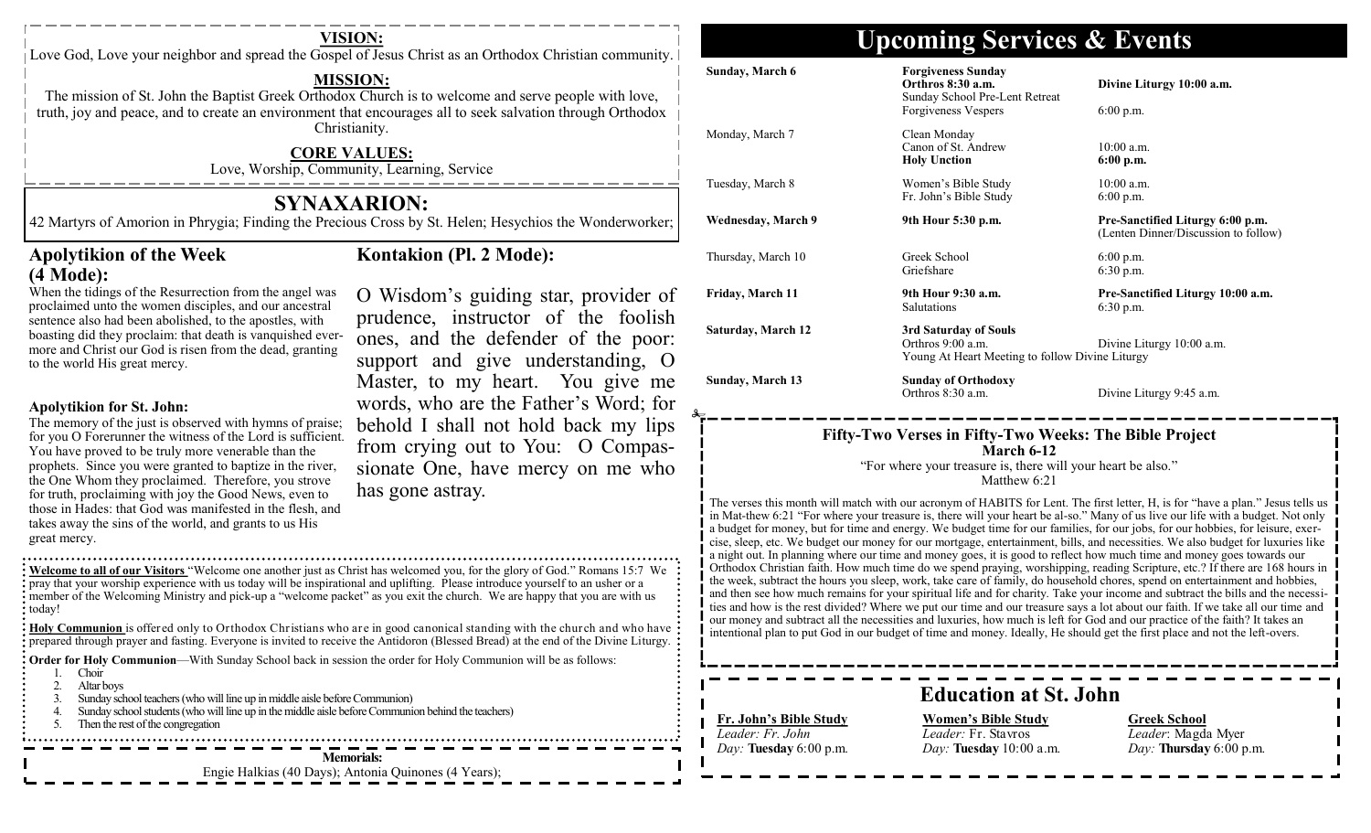## VISION:

Love God, Love your neighbor and spread the Gospel of Jesus Christ as an Orthodox Christian community.

## MISSION:

The mission of St. John the Baptist Greek Orthodox Church is to welcome and serve people with love, truth, joy and peace, and to create an environment that encourages all to seek salvation through Orthodox Christianity.

## CORE VALUES:

Love, Worship, Community, Learning, Service

# SYNAXARION:

42 Martyrs of Amorion in Phrygia; Finding the Precious Cross by St. Helen; Hesychios the Wonderworker;

### Apolytikion of the Week (4 Mode):

When the tidings of the Resurrection from the angel was proclaimed unto the women disciples, and our ancestral sentence also had been abolished, to the apostles, with boasting did they proclaim: that death is vanquished evermore and Christ our God is risen from the dead, granting to the world His great mercy.

### Apolytikion for St. John:

The memory of the just is observed with hymns of praise; for you O Forerunner the witness of the Lord is sufficient. You have proved to be truly more venerable than the prophets. Since you were granted to baptize in the river, the One Whom they proclaimed. Therefore, you strove for truth, proclaiming with joy the Good News, even to those in Hades: that God was manifested in the flesh, and takes away the sins of the world, and grants to us His great mercy.

### Kontakion (Pl. 2 Mode):

O Wisdom's guiding star, provider of prudence, instructor of the foolish ones, and the defender of the poor: support and give understanding, O Master, to my heart. You give me words, who are the Father's Word; for behold I shall not hold back my lips from crying out to You: O Compassionate One, have mercy on me who has gone astray.

**Welcome to all of our Visitors** "Welcome one another just as Christ has welcomed you, for the glory of God." Romans 15:7 We pray that your worship experience with us today will be inspirational and uplifting. Please introduce yourself to an usher or a member of the Welcoming Ministry and pick-up a "welcome packet" as you exit the church. We are happy that you are with us today!

**Holy Communion** is offered only to Orthodox Christians who are in good canonical standing with the church and who have prepared through prayer and fasting. Everyone is invited to receive the Antidoron (Blessed Bread) at the end of the Divine Liturgy.

**Order for Holy Communion**—With Sunday School back in session the order for Holy Communion will be as follows:

1. Choir
2. Altar boys
3. Sunday school teachers (who will line up in middle aisle before Communion)
4. Sunday school students (who will line up in the middle aisle before Communion behind the teachers)
5. Then the rest of the congregation

**Memorials:**
Engie Halkias (40 Days); Antonia Quinones (4 Years);

# Upcoming Services & Events

| | | |
|---|---|---|
| Sunday, March 6 | **Forgiveness Sunday** | |
| | **Orthros 8:30 a.m.** | **Divine Liturgy 10:00 a.m.** |
| | Sunday School Pre-Lent Retreat | |
| | Forgiveness Vespers | 6:00 p.m. |
| Monday, March 7 | Clean Monday | |
| | Canon of St. Andrew | 10:00 a.m. |
| | **Holy Unction** | **6:00 p.m.** |
| Tuesday, March 8 | Women's Bible Study | 10:00 a.m. |
| | Fr. John's Bible Study | 6:00 p.m. |
| **Wednesday, March 9** | **9th Hour 5:30 p.m.** | **Pre-Sanctified Liturgy 6:00 p.m.** (Lenten Dinner/Discussion to follow) |
| Thursday, March 10 | Greek School | 6:00 p.m. |
| | Griefshare | 6:30 p.m. |
| **Friday, March 11** | **9th Hour 9:30 a.m.** | **Pre-Sanctified Liturgy 10:00 a.m.** |
| | Salutations | 6:30 p.m. |
| **Saturday, March 12** | **3rd Saturday of Souls** | |
| | Orthros 9:00 a.m. | Divine Liturgy 10:00 a.m. |
| | Young At Heart Meeting to follow Divine Liturgy | |
| **Sunday, March 13** | **Sunday of Orthodoxy** | |
| | Orthros 8:30 a.m. | Divine Liturgy 9:45 a.m. |

### Fifty-Two Verses in Fifty-Two Weeks: The Bible Project
**March 6-12**

"For where your treasure is, there will your heart be also."
Matthew 6:21

The verses this month will match with our acronym of HABITS for Lent. The first letter, H, is for "have a plan." Jesus tells us in Mat-thew 6:21 "For where your treasure is, there will your heart be al-so." Many of us live our life with a budget. Not only a budget for money, but for time and energy. We budget time for our families, for our jobs, for our hobbies, for leisure, exercise, sleep, etc. We budget our money for our mortgage, entertainment, bills, and necessities. We also budget for luxuries like a night out. In planning where our time and money goes, it is good to reflect how much time and money goes towards our Orthodox Christian faith. How much time do we spend praying, worshipping, reading Scripture, etc.? If there are 168 hours in the week, subtract the hours you sleep, work, take care of family, do household chores, spend on entertainment and hobbies, and then see how much remains for your spiritual life and for charity. Take your income and subtract the bills and the necessities and how is the rest divided? Where we put our time and our treasure says a lot about our faith. If we take all our time and our money and subtract all the necessities and luxuries, how much is left for God and our practice of the faith? It takes an intentional plan to put God in our budget of time and money. Ideally, He should get the first place and not the left-overs.

# Education at St. John

**Fr. John's Bible Study**
*Leader:* Fr. John
*Day:* **Tuesday** 6:00 p.m.

**Women's Bible Study**
*Leader:* Fr. Stavros
*Day:* **Tuesday** 10:00 a.m.

**Greek School**
*Leader*: Magda Myer
*Day:* **Thursday** 6:00 p.m.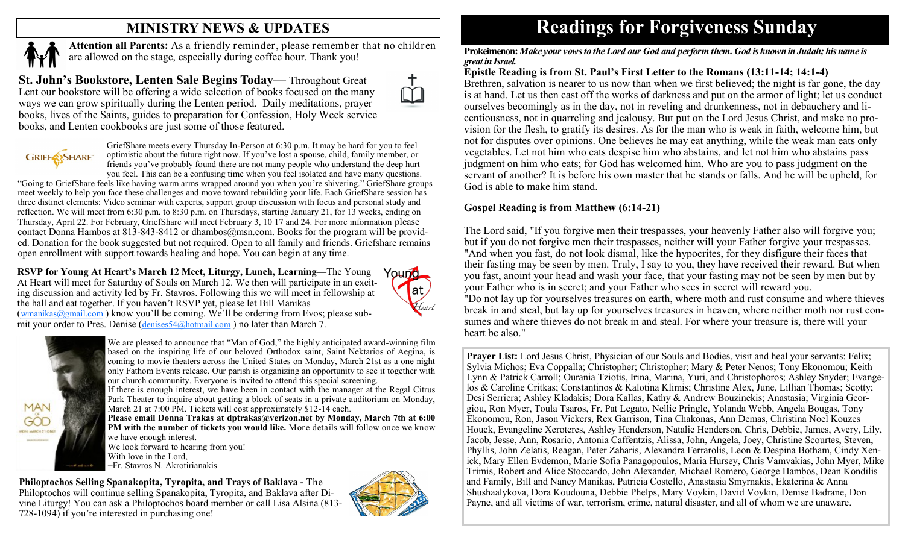## MINISTRY NEWS & UPDATES

**Attention all Parents:** As a friendly reminder, please remember that no children are allowed on the stage, especially during coffee hour. Thank you!

**St. John's Bookstore, Lenten Sale Begins Today**— Throughout Great Lent our bookstore will be offering a wide selection of books focused on the many ways we can grow spiritually during the Lenten period. Daily meditations, prayer books, lives of the Saints, guides to preparation for Confession, Holy Week service books, and Lenten cookbooks are just some of those featured.

GriefShare meets every Thursday In-Person at 6:30 p.m. It may be hard for you to feel optimistic about the future right now. If you've lost a spouse, child, family member, or friends you've probably found there are not many people who understand the deep hurt you feel. This can be a confusing time when you feel isolated and have many questions. "Going to GriefShare feels like having warm arms wrapped around you when you're shivering." GriefShare groups meet weekly to help you face these challenges and move toward rebuilding your life. Each GriefShare session has three distinct elements: Video seminar with experts, support group discussion with focus and personal study and reflection. We will meet from 6:30 p.m. to 8:30 p.m. on Thursdays, starting January 21, for 13 weeks, ending on Thursday, April 22. For February, GriefShare will meet February 3, 10 17 and 24. For more information please contact Donna Hambos at 813-843-8412 or dhambos@msn.com. Books for the program will be provided. Donation for the book suggested but not required. Open to all family and friends. Griefshare remains open enrollment with support towards healing and hope. You can begin at any time.

**RSVP for Young At Heart's March 12 Meet, Liturgy, Lunch, Learning—**The Young At Heart will meet for Saturday of Souls on March 12. We then will participate in an exciting discussion and activity led by Fr. Stavros. Following this we will meet in fellowship at the hall and eat together. If you haven't RSVP yet, please let Bill Manikas (wmanikas@gmail.com ) know you'll be coming. We'll be ordering from Evos; please submit your order to Pres. Denise (denises54@hotmail.com ) no later than March 7.

We are pleased to announce that "Man of God," the highly anticipated award-winning film based on the inspiring life of our beloved Orthodox saint, Saint Nektarios of Aegina, is coming to movie theaters across the United States on Monday, March 21st as a one night only Fathom Events release. Our parish is organizing an opportunity to see it together with our church community. Everyone is invited to attend this special screening.
If there is enough interest, we have been in contact with the manager at the Regal Citrus Park Theater to inquire about getting a block of seats in a private auditorium on Monday, March 21 at 7:00 PM. Tickets will cost approximately $12-14 each.
**Please email Donna Trakas at dptrakas@verizon.net by Monday, March 7th at 6:00 PM with the number of tickets you would like.** More details will follow once we know we have enough interest.
We look forward to hearing from you!
With love in the Lord,
+Fr. Stavros N. Akrotirianakis

**Philoptochos Selling Spanakopita, Tyropita, and Trays of Baklava -** The Philoptochos will continue selling Spanakopita, Tyropita, and Baklava after Divine Liturgy! You can ask a Philoptochos board member or call Lisa Alsina (813-728-1094) if you're interested in purchasing one!

# Readings for Forgiveness Sunday

**Prokeimenon:** ***Make your vows to the Lord our God and perform them. God is known in Judah; his name is great in Israel.***

**Epistle Reading is from St. Paul's First Letter to the Romans (13:11-14; 14:1-4)**
Brethren, salvation is nearer to us now than when we first believed; the night is far gone, the day is at hand. Let us then cast off the works of darkness and put on the armor of light; let us conduct ourselves becomingly as in the day, not in reveling and drunkenness, not in debauchery and licentiousness, not in quarreling and jealousy. But put on the Lord Jesus Christ, and make no provision for the flesh, to gratify its desires. As for the man who is weak in faith, welcome him, but not for disputes over opinions. One believes he may eat anything, while the weak man eats only vegetables. Let not him who eats despise him who abstains, and let not him who abstains pass judgment on him who eats; for God has welcomed him. Who are you to pass judgment on the servant of another? It is before his own master that he stands or falls. And he will be upheld, for God is able to make him stand.

**Gospel Reading is from Matthew (6:14-21)**

The Lord said, "If you forgive men their trespasses, your heavenly Father also will forgive you; but if you do not forgive men their trespasses, neither will your Father forgive your trespasses. "And when you fast, do not look dismal, like the hypocrites, for they disfigure their faces that their fasting may be seen by men. Truly, I say to you, they have received their reward. But when you fast, anoint your head and wash your face, that your fasting may not be seen by men but by your Father who is in secret; and your Father who sees in secret will reward you.
"Do not lay up for yourselves treasures on earth, where moth and rust consume and where thieves break in and steal, but lay up for yourselves treasures in heaven, where neither moth nor rust consumes and where thieves do not break in and steal. For where your treasure is, there will your heart be also."

**Prayer List:** Lord Jesus Christ, Physician of our Souls and Bodies, visit and heal your servants: Felix; Sylvia Michos; Eva Coppalla; Christopher; Christopher; Mary & Peter Nenos; Tony Ekonomou; Keith Lynn & Patrick Carroll; Ourania Tziotis, Irina, Marina, Yuri, and Christophoros; Ashley Snyder; Evangelos & Caroline Critkas; Constantinos & Kalotina Klimis; Christine Alex, June, Lillian Thomas; Scotty; Desi Serriera; Ashley Kladakis; Dora Kallas, Kathy & Andrew Bouzinekis; Anastasia; Virginia Georgiou, Ron Myer, Toula Tsaros, Fr. Pat Legato, Nellie Pringle, Yolanda Webb, Angela Bougas, Tony Ekonomou, Ron, Jason Vickers, Rex Garrison, Tina Chakonas, Ann Demas, Christina Noel Kouzes Houck, Evangeline Xeroteres, Ashley Henderson, Natalie Henderson, Chris, Debbie, James, Avery, Lily, Jacob, Jesse, Ann, Rosario, Antonia Caffentzis, Alissa, John, Angela, Joey, Christine Scourtes, Steven, Phyllis, John Zelatis, Reagan, Peter Zaharis, Alexandra Ferrarolis, Leon & Despina Botham, Cindy Xenick, Mary Ellen Evdemon, Marie Sofia Panagopoulos, Maria Hursey, Chris Vamvakias, John Myer, Mike Trimis, Robert and Alice Stoccardo, John Alexander, Michael Romero, George Hambos, Dean Kondilis and Family, Bill and Nancy Manikas, Patricia Costello, Anastasia Smyrnakis, Ekaterina & Anna Shushaalykova, Dora Koudouna, Debbie Phelps, Mary Voykin, David Voykin, Denise Badrane, Don Payne, and all victims of war, terrorism, crime, natural disaster, and all of whom we are unaware.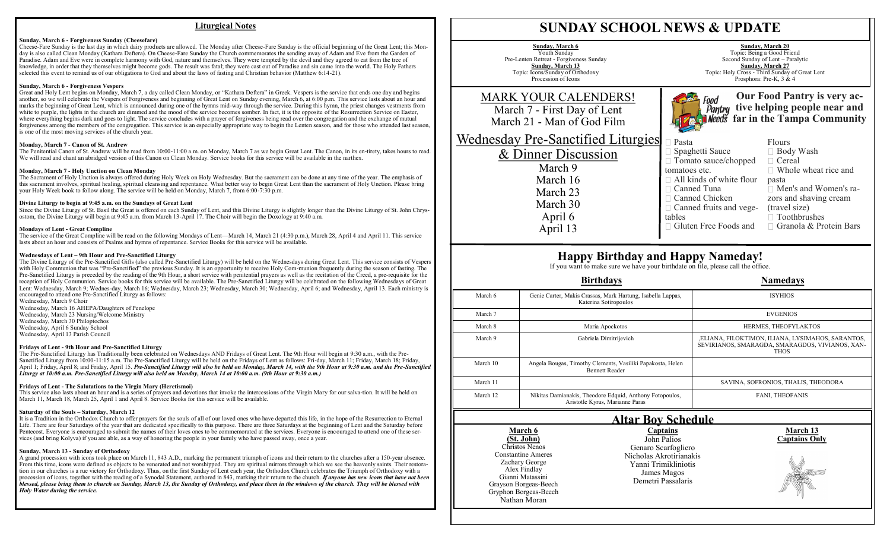## Liturgical Notes

**Sunday, March 6 - Forgiveness Sunday (Cheesefare)**

Cheese-Fare Sunday is the last day in which dairy products are allowed. The Monday after Cheese-Fare Sunday is the official beginning of the Great Lent; this Monday is also called Clean Monday (Kathara Deftera). On Cheese-Fare Sunday the Church commemorates the sending away of Adam and Eve from the Garden of Paradise. Adam and Eve were in complete harmony with God, nature and themselves. They were tempted by the devil and they agreed to eat from the tree of knowledge, in order that they themselves might become gods. The result was fatal; they were cast out of Paradise and sin came into the world. The Holy Fathers selected this event to remind us of our obligations to God and about the laws of fasting and Christian behavior (Matthew 6:14-21).

**Sunday, March 6 - Forgiveness Vespers**

Great and Holy Lent begins on Monday, March 7, a day called Clean Monday, or "Kathara Deftera" in Greek. Vespers is the service that ends one day and begins another, so we will celebrate the Vespers of Forgiveness and beginning of Great Lent on Sunday evening, March 6, at 6:00 p.m. This service lasts about an hour and marks the beginning of Great Lent, which is announced during one of the hymns mid-way through the service. During this hymn, the priest changes vestments from white to purple, the lights in the church are dimmed and the mood of the service becomes somber. In fact, it is the opposite of the Resurrection Service on Easter, where everything begins dark and goes to light. The service concludes with a prayer of forgiveness being read over the congregation and the exchange of mutual forgiveness among the members of the congregation. This service is an especially appropriate way to begin the Lenten season, and for those who attended last season, is one of the most moving services of the church year.

**Monday, March 7 - Canon of St. Andrew**

The Penitential Canon of St. Andrew will be read from 10:00-11:00 a.m. on Monday, March 7 as we begin Great Lent. The Canon, in its en-tirety, takes hours to read. We will read and chant an abridged version of this Canon on Clean Monday. Service books for this service will be available in the narthex.

**Monday, March 7 - Holy Unction on Clean Monday**

The Sacrament of Holy Unction is always offered during Holy Week on Holy Wednesday. But the sacrament can be done at any time of the year. The emphasis of this sacrament involves, spiritual healing, spiritual cleansing and repentance. What better way to begin Great Lent than the sacrament of Holy Unction. Please bring your Holy Week book to follow along. The service will be held on Monday, March 7, from 6:00-7:30 p.m.

**Divine Liturgy to begin at 9:45 a.m. on the Sundays of Great Lent**

Since the Divine Liturgy of St. Basil the Great is offered on each Sunday of Lent, and this Divine Liturgy is slightly longer than the Divine Liturgy of St. John Chrysostom, the Divine Liturgy will begin at 9:45 a.m. from March 13-April 17. The Choir will begin the Doxology at 9:40 a.m.

**Mondays of Lent - Great Compline**

The service of the Great Compline will be read on the following Mondays of Lent—March 14, March 21 (4:30 p.m.), March 28, April 4 and April 11. This service lasts about an hour and consists of Psalms and hymns of repentance. Service Books for this service will be available.

**Wednesdays of Lent – 9th Hour and Pre-Sanctified Liturgy**

The Divine Liturgy of the Pre-Sanctified Gifts (also called Pre-Sanctified Liturgy) will be held on the Wednesdays during Great Lent. This service consists of Vespers with Holy Communion that was "Pre-Sanctified" the previous Sunday. It is an opportunity to receive Holy Com-munion frequently during the season of fasting. The Pre-Sanctified Liturgy is preceded by the reading of the 9th Hour, a short service with penitential prayers as well as the recitation of the Creed, a pre-requisite for the reception of Holy Communion. Service books for this service will be available. The Pre-Sanctified Liturgy will be celebrated on the following Wednesdays of Great Lent: Wednesday, March 9; Wednes-day, March 16; Wednesday, March 23; Wednesday, March 30; Wednesday, April 6; and Wednesday, April 13. Each ministry is encouraged to attend one Pre-Sanctified Liturgy as follows:

Wednesday, March 9 Choir
Wednesday, March 16 AHEPA/Daughters of Penelope
Wednesday, March 23 Nursing/Welcome Ministry
Wednesday, March 30 Philoptochos
Wednesday, April 6 Sunday School
Wednesday, April 13 Parish Council

**Fridays of Lent - 9th Hour and Pre-Sanctified Liturgy**

The Pre-Sanctified Liturgy has Traditionally been celebrated on Wednesdays AND Fridays of Great Lent. The 9th Hour will begin at 9:30 a.m., with the Pre-Sanctified Liturgy from 10:00-11:15 a.m. The Pre-Sanctified Liturgy will be held on the Fridays of Lent as follows: Fri-day, March 11; Friday, March 18; Friday, April 1; Friday, April 8; and Friday, April 15. ***Pre-Sanctified Liturgy will also be held on Monday, March 14, with the 9th Hour at 9:30 a.m. and the Pre-Sanctified Liturgy at 10:00 a.m. Pre-Sanctified Liturgy will also be held on Monday, March 14 at 10:00 a.m. (9th Hour at 9:30 a.m.)***

**Fridays of Lent - The Salutations to the Virgin Mary (Heretismoi)**

This service also lasts about an hour and is a series of prayers and devotions that invoke the intercessions of the Virgin Mary for our salva-tion. It will be held on March 11, March 18, March 25, April 1 and April 8. Service Books for this service will be available.

**Saturday of the Souls – Saturday, March 12**

It is a Tradition in the Orthodox Church to offer prayers for the souls of all of our loved ones who have departed this life, in the hope of the Resurrection to Eternal Life. There are four Saturdays of the year that are dedicated specifically to this purpose. There are three Saturdays at the beginning of Lent and the Saturday before Pentecost. Everyone is encouraged to submit the names of their loves ones to be commemorated at the services. Everyone is encouraged to attend one of these services (and bring Kolyva) if you are able, as a way of honoring the people in your family who have passed away, once a year.

**Sunday, March 13 - Sunday of Orthodoxy**

A grand procession with icons took place on March 11, 843 A.D., marking the permanent triumph of icons and their return to the churches after a 150-year absence. From this time, icons were defined as objects to be venerated and not worshipped. They are spiritual mirrors through which we see the heavenly saints. Their restoration in our churches is a rue victory for Orthodoxy. Thus, on the first Sunday of Lent each year, the Orthodox Church celebrates the Triumph of Orthodoxy with a procession of icons, together with the reading of a Synodal Statement, authored in 843, marking their return to the church. ***If anyone has new icons that have not been blessed, please bring them to church on Sunday, March 13, the Sunday of Orthodoxy, and place them in the windows of the church. They will be blessed with Holy Water during the service.***

# SUNDAY SCHOOL NEWS & UPDATE

**Sunday, March 6**
Youth Sunday
Pre-Lenten Retreat - Forgiveness Sunday
**Sunday, March 13**
Topic: Icons/Sunday of Orthodoxy
Procession of Icons

**Sunday, March 20**
Topic: Being a Good Friend
Second Sunday of Lent – Paralytic
**Sunday, March 27**
Topic: Holy Cross - Third Sunday of Great Lent
Prosphora: Pre-K, 3 & 4

## MARK YOUR CALENDERS!

March 7 - First Day of Lent
March 21 - Man of God Film

## Wednesday Pre-Sanctified Liturgies & Dinner Discussion

March 9
March 16
March 23
March 30
April 6
April 13

## Our Food Pantry is very active helping people near and far in the Tampa Community

- Pasta
- Spaghetti Sauce
- Tomato sauce/chopped tomatoes etc.
- All kinds of white flour Flours
- Canned Tuna
- Canned Chicken
- Canned fruits and vegetables
- Gluten Free Foods and
- Body Wash
- Cereal
- Whole wheat rice and pasta
- Men's and Women's razors and shaving cream (travel size)
- Toothbrushes
- Granola & Protein Bars

## Happy Birthday and Happy Nameday!

If you want to make sure we have your birthdate on file, please call the office.

| | Birthdays | Namedays |
|---|---|---|
| March 6 | Genie Carter, Makis Crassas, Mark Hartung, Isabella Lappas, Katerina Sotiropoulos | ISYHIOS |
| March 7 | | EVGENIOS |
| March 8 | Maria Apockotos | HERMES, THEOFYLAKTOS |
| March 9 | Gabriela Dimitrijevich | ,ELIANA, FILOKTIMON, ILIANA, LYSIMAHOS, SARANTOS, SEVIRIANOS, SMARAGDA, SMARAGDOS, VIVIANOS, XANTHOS |
| March 10 | Angela Bougas, Timothy Clements, Vasiliki Papakosta, Helen Bennett Reader | |
| March 11 | | SAVINA, SOFRONIOS, THALIS, THEODORA |
| March 12 | Nikitas Damianakis, Theodore Edquid, Anthony Fotopoulos, Aristotle Kyrus, Marianne Paras | FANI, THEOFANIS |

## Altar Boy Schedule

**March 6**
**(St. John)**
Christos Nenos
Constantine Ameres
Zachary George
Alex Findlay
Gianni Matassini
Grayson Borgeas-Beech
Gryphon Borgeas-Beech
Nathan Moran

**Captains**
John Palios
Genaro Scarfogliero
Nicholas Akrotirianakis
Yanni Trimikliniotis
James Magos
Demetri Passalaris

**March 13**
**Captains Only**